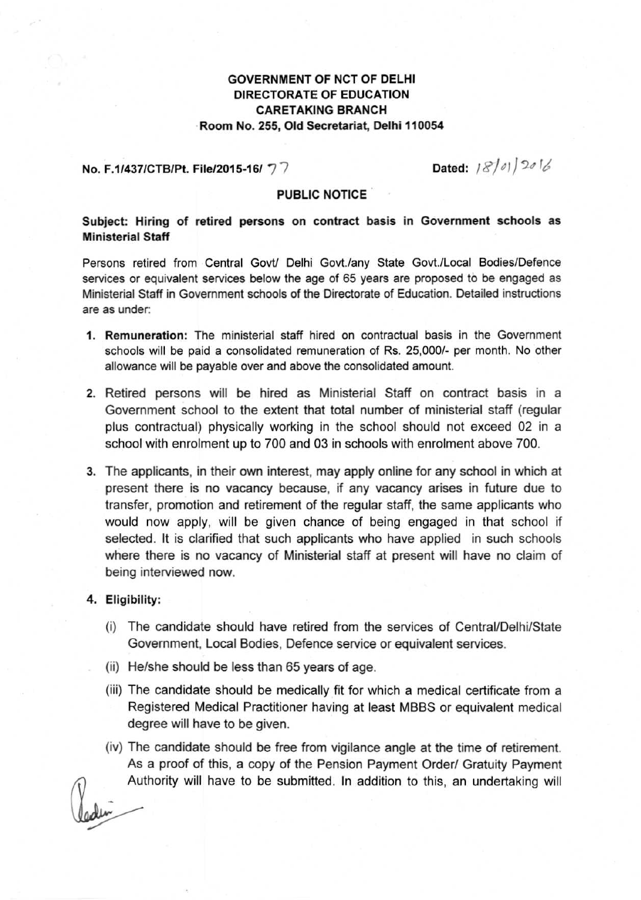**GOVERNMENT OF NCT OF DELHI**
**DIRECTORATE OF EDUCATION**
**CARETAKING BRANCH**
**Room No. 255, Old Secretariat, Delhi 110054**

**No. F.1/437/CTB/Pt. File/2015-16/** 77 **Dated:** 18/01/2016

**PUBLIC NOTICE**

**Subject: Hiring of retired persons on contract basis in Government schools as Ministerial Staff**

Persons retired from Central Govt/ Delhi Govt./any State Govt./Local Bodies/Defence services or equivalent services below the age of 65 years are proposed to be engaged as Ministerial Staff in Government schools of the Directorate of Education. Detailed instructions are as under:

1. **Remuneration:** The ministerial staff hired on contractual basis in the Government schools will be paid a consolidated remuneration of Rs. 25,000/- per month. No other allowance will be payable over and above the consolidated amount.

2. Retired persons will be hired as Ministerial Staff on contract basis in a Government school to the extent that total number of ministerial staff (regular plus contractual) physically working in the school should not exceed 02 in a school with enrolment up to 700 and 03 in schools with enrolment above 700.

3. The applicants, in their own interest, may apply online for any school in which at present there is no vacancy because, if any vacancy arises in future due to transfer, promotion and retirement of the regular staff, the same applicants who would now apply, will be given chance of being engaged in that school if selected. It is clarified that such applicants who have applied in such schools where there is no vacancy of Ministerial staff at present will have no claim of being interviewed now.

4. **Eligibility:**

   (i) The candidate should have retired from the services of Central/Delhi/State Government, Local Bodies, Defence service or equivalent services.

   (ii) He/she should be less than 65 years of age.

   (iii) The candidate should be medically fit for which a medical certificate from a Registered Medical Practitioner having at least MBBS or equivalent medical degree will have to be given.

   (iv) The candidate should be free from vigilance angle at the time of retirement. As a proof of this, a copy of the Pension Payment Order/ Gratuity Payment Authority will have to be submitted. In addition to this, an undertaking will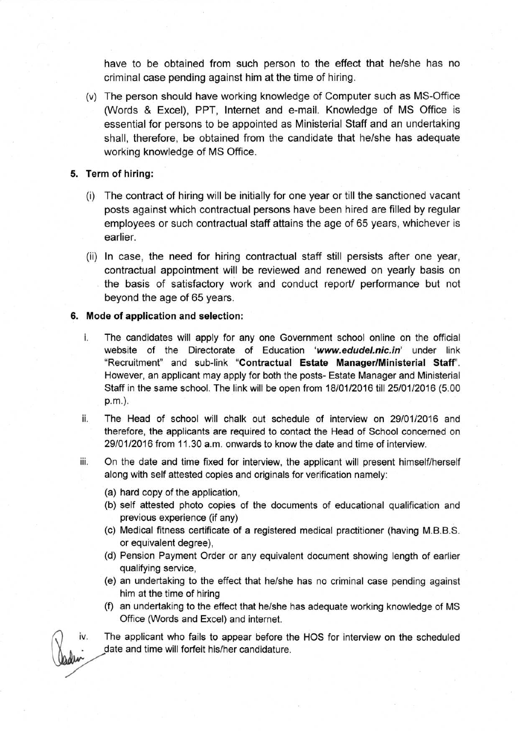have to be obtained from such person to the effect that he/she has no criminal case pending against him at the time of hiring.

(v) The person should have working knowledge of Computer such as MS-Office (Words & Excel), PPT, Internet and e-mail. Knowledge of MS Office is essential for persons to be appointed as Ministerial Staff and an undertaking shall, therefore, be obtained from the candidate that he/she has adequate working knowledge of MS Office.

**5. Term of hiring:**

(i) The contract of hiring will be initially for one year or till the sanctioned vacant posts against which contractual persons have been hired are filled by regular employees or such contractual staff attains the age of 65 years, whichever is earlier.

(ii) In case, the need for hiring contractual staff still persists after one year, contractual appointment will be reviewed and renewed on yearly basis on the basis of satisfactory work and conduct report/ performance but not beyond the age of 65 years.

**6. Mode of application and selection:**

i. The candidates will apply for any one Government school online on the official website of the Directorate of Education '***www.edudel.nic.in***' under link "Recruitment" and sub-link "**Contractual Estate Manager/Ministerial Staff**". However, an applicant may apply for both the posts- Estate Manager and Ministerial Staff in the same school. The link will be open from 18/01/2016 till 25/01/2016 (5.00 p.m.).

ii. The Head of school will chalk out schedule of interview on 29/01/2016 and therefore, the applicants are required to contact the Head of School concerned on 29/01/2016 from 11.30 a.m. onwards to know the date and time of interview.

iii. On the date and time fixed for interview, the applicant will present himself/herself along with self attested copies and originals for verification namely:

(a) hard copy of the application,
(b) self attested photo copies of the documents of educational qualification and previous experience (if any)
(c) Medical fitness certificate of a registered medical practitioner (having M.B.B.S. or equivalent degree),
(d) Pension Payment Order or any equivalent document showing length of earlier qualifying service,
(e) an undertaking to the effect that he/she has no criminal case pending against him at the time of hiring
(f) an undertaking to the effect that he/she has adequate working knowledge of MS Office (Words and Excel) and internet.

iv. The applicant who fails to appear before the HOS for interview on the scheduled date and time will forfeit his/her candidature.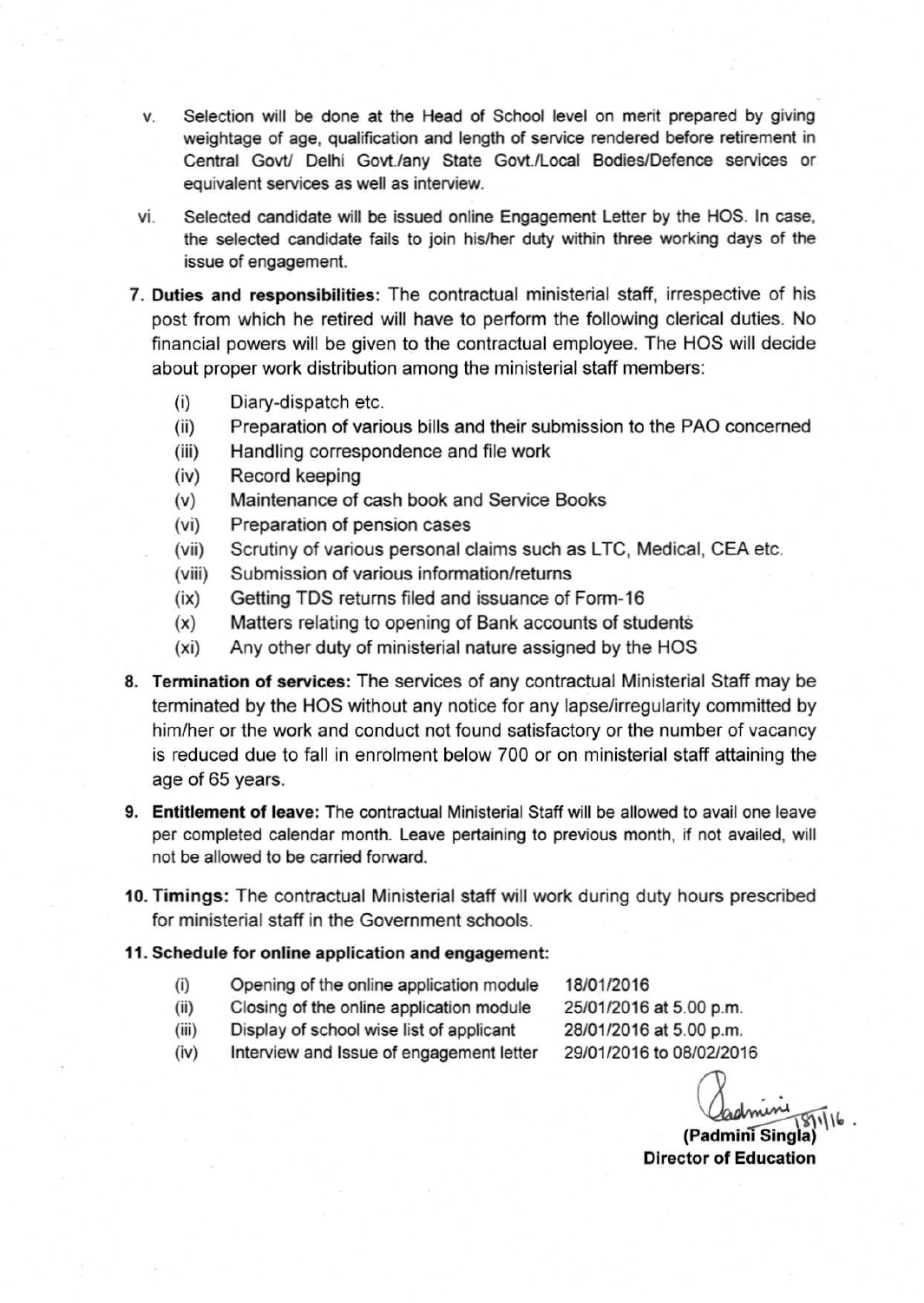v. Selection will be done at the Head of School level on merit prepared by giving weightage of age, qualification and length of service rendered before retirement in Central Govt/ Delhi Govt./any State Govt./Local Bodies/Defence services or equivalent services as well as interview.

vi. Selected candidate will be issued online Engagement Letter by the HOS. In case, the selected candidate fails to join his/her duty within three working days of the issue of engagement.

7. **Duties and responsibilities:** The contractual ministerial staff, irrespective of his post from which he retired will have to perform the following clerical duties. No financial powers will be given to the contractual employee. The HOS will decide about proper work distribution among the ministerial staff members:

   (i) Diary-dispatch etc.
   (ii) Preparation of various bills and their submission to the PAO concerned
   (iii) Handling correspondence and file work
   (iv) Record keeping
   (v) Maintenance of cash book and Service Books
   (vi) Preparation of pension cases
   (vii) Scrutiny of various personal claims such as LTC, Medical, CEA etc.
   (viii) Submission of various information/returns
   (ix) Getting TDS returns filed and issuance of Form-16
   (x) Matters relating to opening of Bank accounts of students
   (xi) Any other duty of ministerial nature assigned by the HOS

8. **Termination of services:** The services of any contractual Ministerial Staff may be terminated by the HOS without any notice for any lapse/irregularity committed by him/her or the work and conduct not found satisfactory or the number of vacancy is reduced due to fall in enrolment below 700 or on ministerial staff attaining the age of 65 years.

9. **Entitlement of leave:** The contractual Ministerial Staff will be allowed to avail one leave per completed calendar month. Leave pertaining to previous month, if not availed, will not be allowed to be carried forward.

10. **Timings:** The contractual Ministerial staff will work during duty hours prescribed for ministerial staff in the Government schools.

11. **Schedule for online application and engagement:**

| | | |
|---|---|---|
| (i) | Opening of the online application module | 18/01/2016 |
| (ii) | Closing of the online application module | 25/01/2016 at 5.00 p.m. |
| (iii) | Display of school wise list of applicant | 28/01/2016 at 5.00 p.m. |
| (iv) | Interview and Issue of engagement letter | 29/01/2016 to 08/02/2016 |

Padmini 18/1/16.

**(Padmini Singla)**
**Director of Education**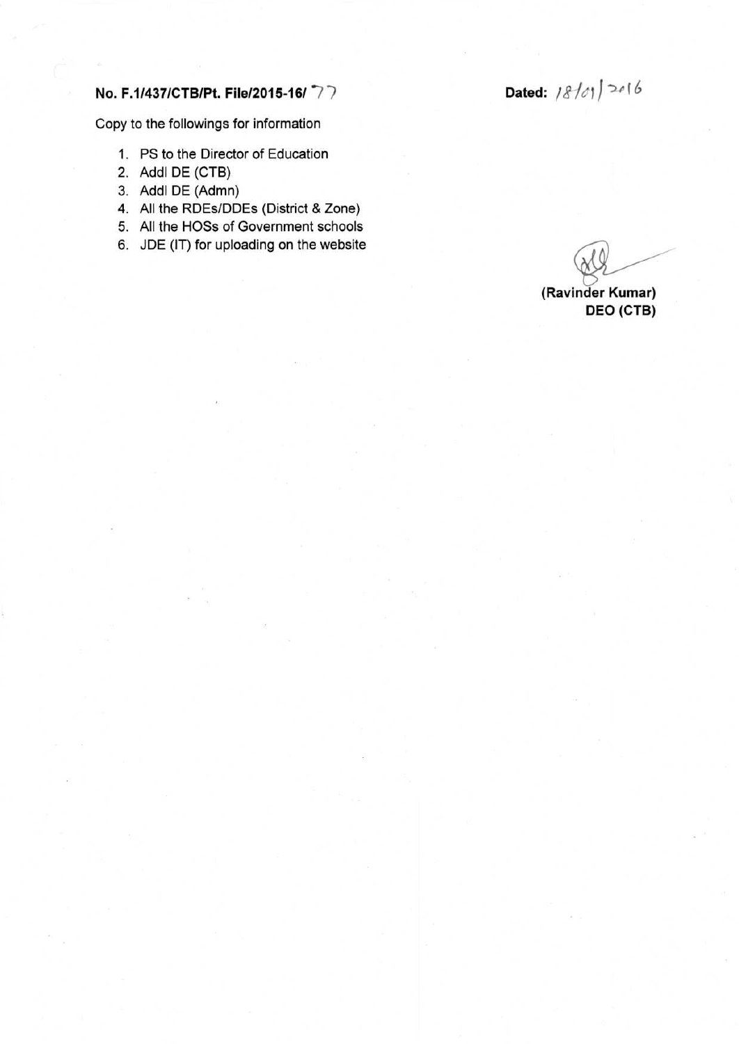**No. F.1/437/CTB/Pt. File/2015-16/ 77** **Dated: 18/01/2016**

Copy to the followings for information

1. PS to the Director of Education
2. Addl DE (CTB)
3. Addl DE (Admn)
4. All the RDEs/DDEs (District & Zone)
5. All the HOSs of Government schools
6. JDE (IT) for uploading on the website

**(Ravinder Kumar)**
**DEO (CTB)**